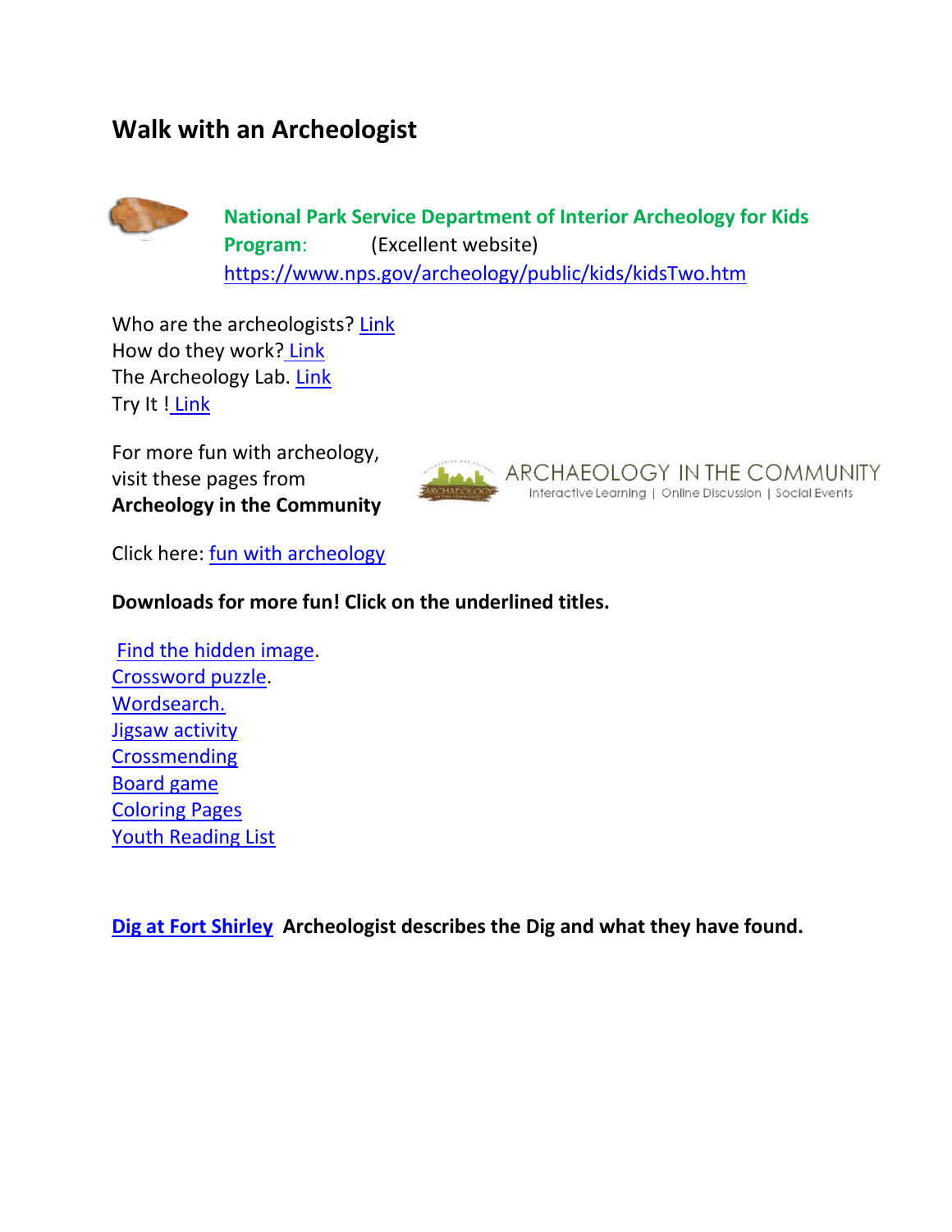# Walk with an Archeologist

**National Park Service Department of Interior Archeology for Kids Program**: (Excellent website)
https://www.nps.gov/archeology/public/kids/kidsTwo.htm

Who are the archeologists? Link
How do they work? Link
The Archeology Lab. Link
Try It ! Link

For more fun with archeology, visit these pages from **Archeology in the Community**

ARCHAEOLOGY IN THE COMMUNITY
Interactive Learning | Online Discussion | Social Events

Click here: fun with archeology

**Downloads for more fun! Click on the underlined titles.**

Find the hidden image.
Crossword puzzle.
Wordsearch.
Jigsaw activity
Crossmending
Board game
Coloring Pages
Youth Reading List

**Dig at Fort Shirley Archeologist describes the Dig and what they have found.**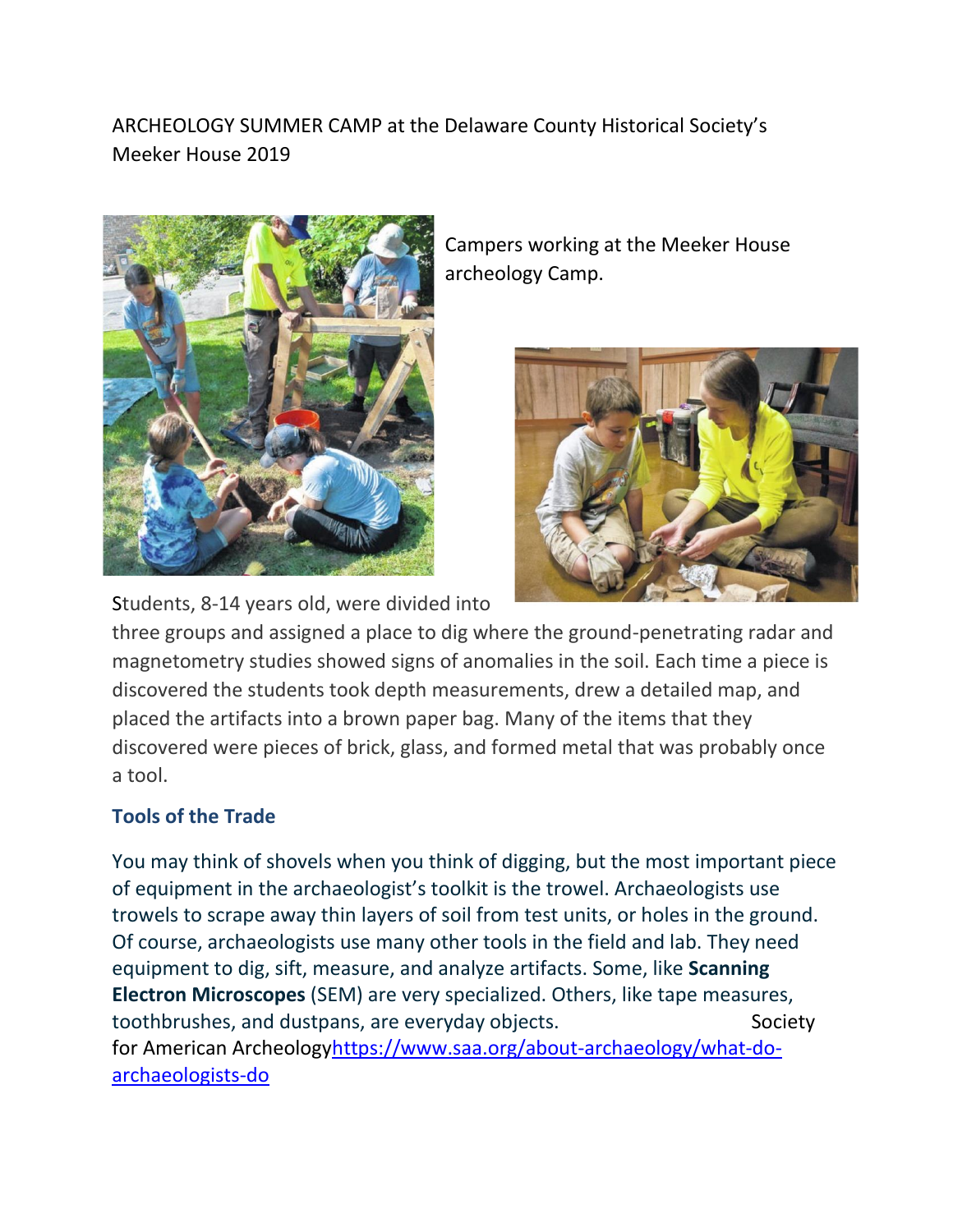ARCHEOLOGY SUMMER CAMP at the Delaware County Historical Society's Meeker House 2019

Campers working at the Meeker House archeology Camp.

Students, 8-14 years old, were divided into three groups and assigned a place to dig where the ground-penetrating radar and magnetometry studies showed signs of anomalies in the soil. Each time a piece is discovered the students took depth measurements, drew a detailed map, and placed the artifacts into a brown paper bag. Many of the items that they discovered were pieces of brick, glass, and formed metal that was probably once a tool.

## Tools of the Trade

You may think of shovels when you think of digging, but the most important piece of equipment in the archaeologist's toolkit is the trowel. Archaeologists use trowels to scrape away thin layers of soil from test units, or holes in the ground. Of course, archaeologists use many other tools in the field and lab. They need equipment to dig, sift, measure, and analyze artifacts. Some, like **Scanning Electron Microscopes** (SEM) are very specialized. Others, like tape measures, toothbrushes, and dustpans, are everyday objects. Society for American Archeology[https://www.saa.org/about-archaeology/what-do-archaeologists-do](https://www.saa.org/about-archaeology/what-do-archaeologists-do)